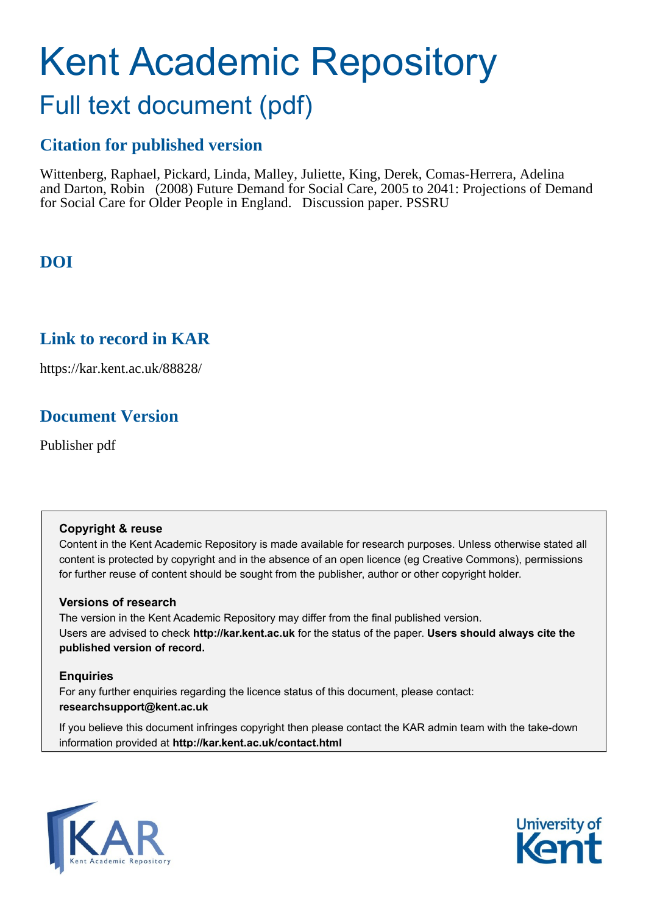# Kent Academic Repository

## Full text document (pdf)

### Citation for published version

Wittenberg, Raphael, Pickard, Linda, Malley, Juliette, King, Derek, Comas-Herrera, Adelina and Darton, Robin (2008) Future Demand for Social Care, 2005 to 2041: Projections of Demand for Social Care for Older People in England. Discussion paper. PSSRU

### DOI

### Link to record in KAR

https://kar.kent.ac.uk/88828/

### Document Version

Publisher pdf

**Copyright & reuse**

Content in the Kent Academic Repository is made available for research purposes. Unless otherwise stated all content is protected by copyright and in the absence of an open licence (eg Creative Commons), permissions for further reuse of content should be sought from the publisher, author or other copyright holder.

**Versions of research**

The version in the Kent Academic Repository may differ from the final published version. Users are advised to check **http://kar.kent.ac.uk** for the status of the paper. **Users should always cite the published version of record.**

**Enquiries**

For any further enquiries regarding the licence status of this document, please contact: **researchsupport@kent.ac.uk**

If you believe this document infringes copyright then please contact the KAR admin team with the take-down information provided at **http://kar.kent.ac.uk/contact.html**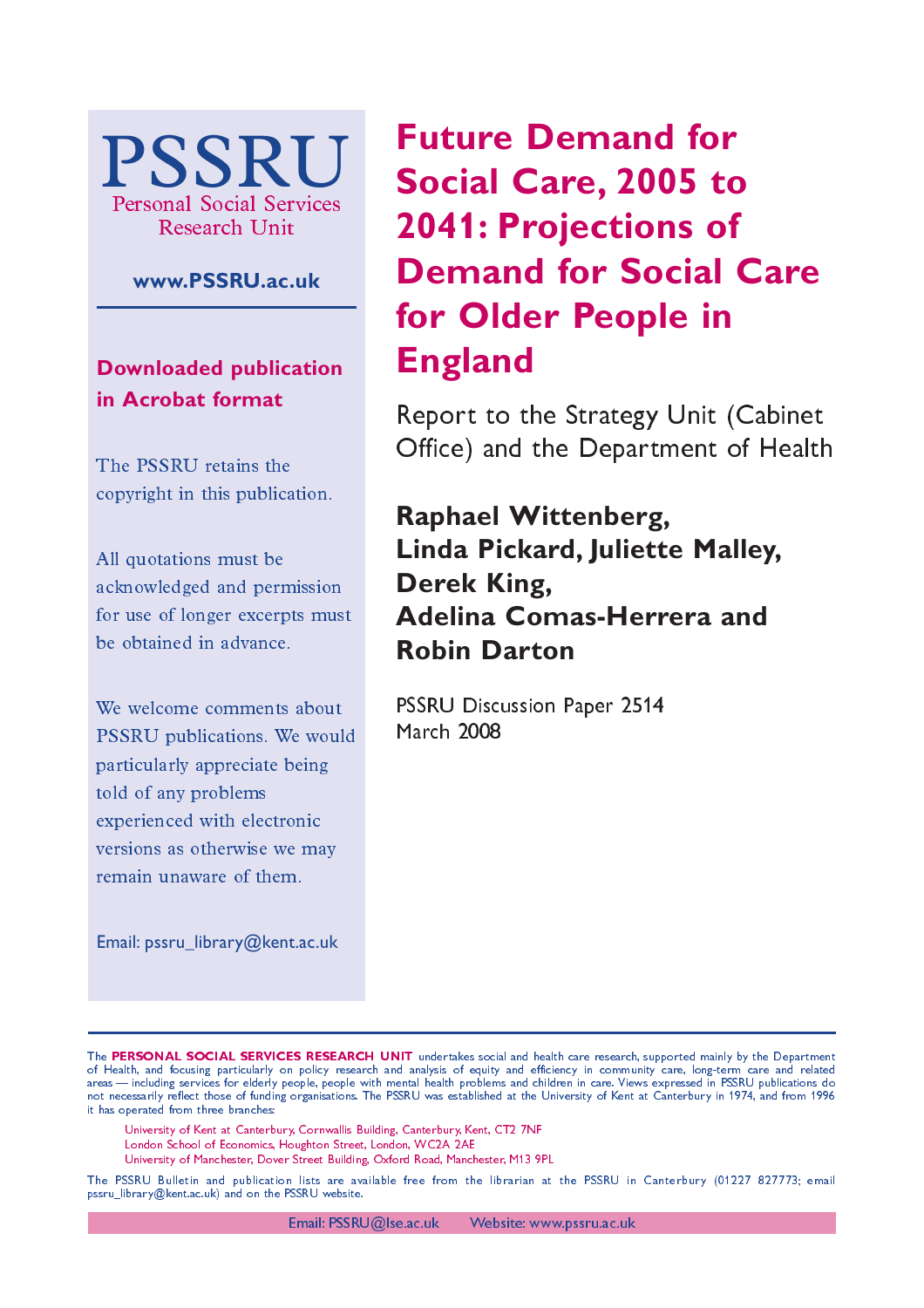# Future Demand for Social Care, 2005 to 2041: Projections of Demand for Social Care for Older People in England

Report to the Strategy Unit (Cabinet Office) and the Department of Health

**Raphael Wittenberg, Linda Pickard, Juliette Malley, Derek King, Adelina Comas-Herrera and Robin Darton**

PSSRU Discussion Paper 2514
March 2008

PSSRU
Personal Social Services Research Unit

www.PSSRU.ac.uk

**Downloaded publication in Acrobat format**

The PSSRU retains the copyright in this publication.

All quotations must be acknowledged and permission for use of longer excerpts must be obtained in advance.

We welcome comments about PSSRU publications. We would particularly appreciate being told of any problems experienced with electronic versions as otherwise we may remain unaware of them.

Email: pssru_library@kent.ac.uk

The **PERSONAL SOCIAL SERVICES RESEARCH UNIT** undertakes social and health care research, supported mainly by the Department of Health, and focusing particularly on policy research and analysis of equity and efficiency in community care, long-term care and related areas — including services for elderly people, people with mental health problems and children in care. Views expressed in PSSRU publications do not necessarily reflect those of funding organisations. The PSSRU was established at the University of Kent at Canterbury in 1974, and from 1996 it has operated from three branches:

- University of Kent at Canterbury, Cornwallis Building, Canterbury, Kent, CT2 7NF
- London School of Economics, Houghton Street, London, WC2A 2AE
- University of Manchester, Dover Street Building, Oxford Road, Manchester, M13 9PL

The PSSRU Bulletin and publication lists are available free from the librarian at the PSSRU in Canterbury (01227 827773; email pssru_library@kent.ac.uk) and on the PSSRU website.

Email: PSSRU@lse.ac.uk Website: www.pssru.ac.uk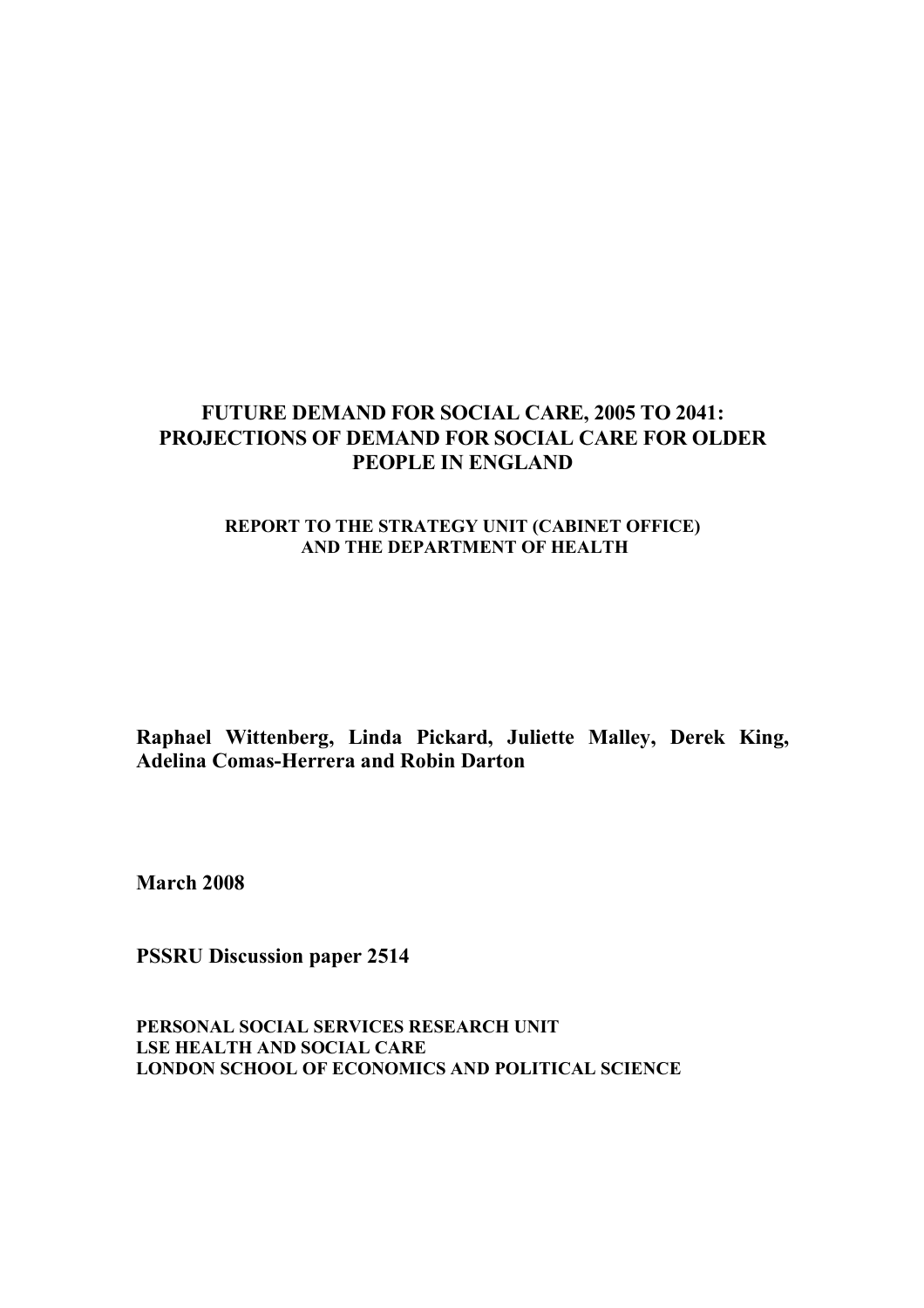# FUTURE DEMAND FOR SOCIAL CARE, 2005 TO 2041: PROJECTIONS OF DEMAND FOR SOCIAL CARE FOR OLDER PEOPLE IN ENGLAND

### REPORT TO THE STRATEGY UNIT (CABINET OFFICE) AND THE DEPARTMENT OF HEALTH

**Raphael Wittenberg, Linda Pickard, Juliette Malley, Derek King, Adelina Comas-Herrera and Robin Darton**

**March 2008**

**PSSRU Discussion paper 2514**

**PERSONAL SOCIAL SERVICES RESEARCH UNIT**
**LSE HEALTH AND SOCIAL CARE**
**LONDON SCHOOL OF ECONOMICS AND POLITICAL SCIENCE**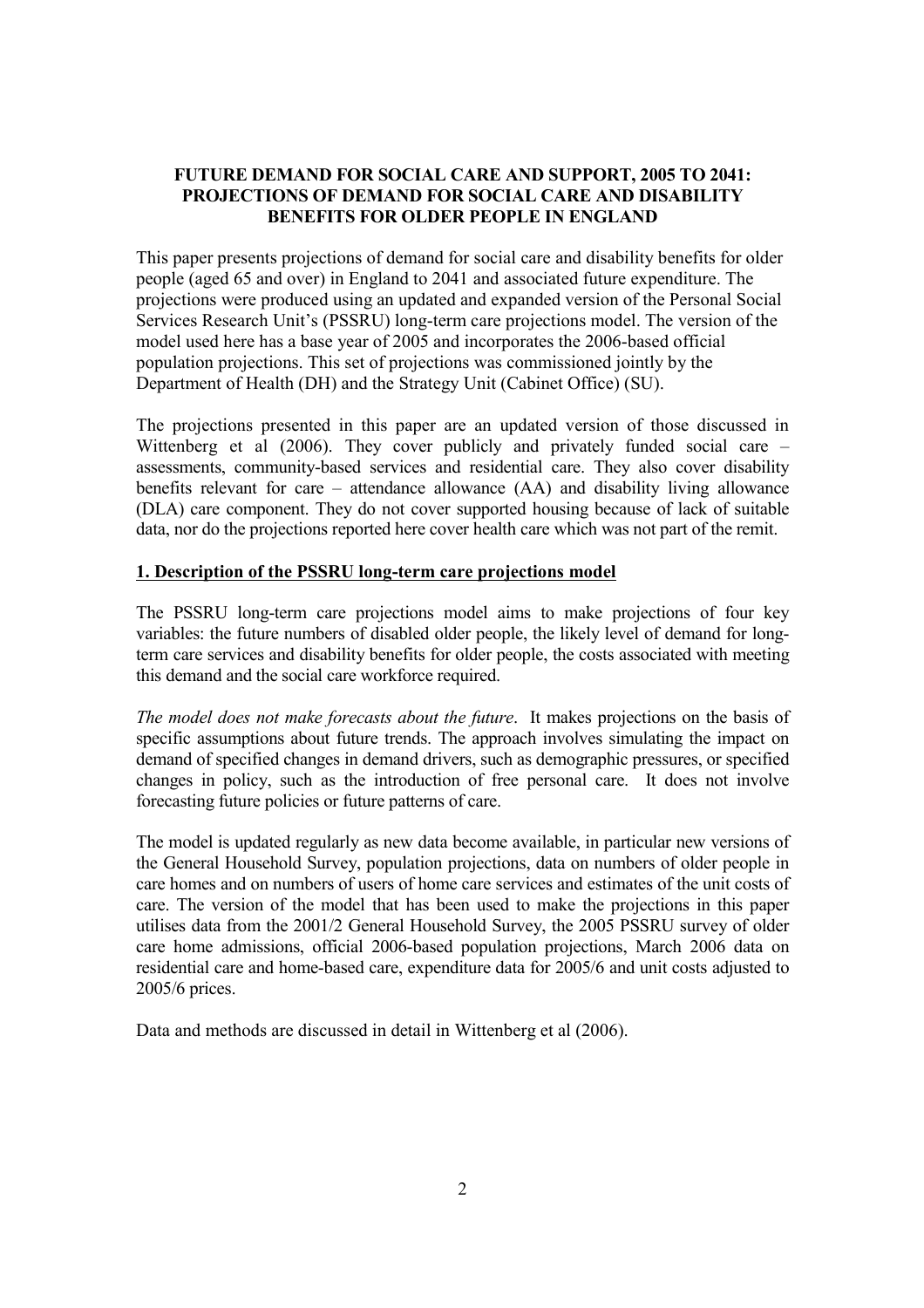# FUTURE DEMAND FOR SOCIAL CARE AND SUPPORT, 2005 TO 2041: PROJECTIONS OF DEMAND FOR SOCIAL CARE AND DISABILITY BENEFITS FOR OLDER PEOPLE IN ENGLAND

This paper presents projections of demand for social care and disability benefits for older people (aged 65 and over) in England to 2041 and associated future expenditure. The projections were produced using an updated and expanded version of the Personal Social Services Research Unit's (PSSRU) long-term care projections model. The version of the model used here has a base year of 2005 and incorporates the 2006-based official population projections. This set of projections was commissioned jointly by the Department of Health (DH) and the Strategy Unit (Cabinet Office) (SU).

The projections presented in this paper are an updated version of those discussed in Wittenberg et al (2006). They cover publicly and privately funded social care – assessments, community-based services and residential care. They also cover disability benefits relevant for care – attendance allowance (AA) and disability living allowance (DLA) care component. They do not cover supported housing because of lack of suitable data, nor do the projections reported here cover health care which was not part of the remit.

## 1. Description of the PSSRU long-term care projections model

The PSSRU long-term care projections model aims to make projections of four key variables: the future numbers of disabled older people, the likely level of demand for long-term care services and disability benefits for older people, the costs associated with meeting this demand and the social care workforce required.

*The model does not make forecasts about the future*. It makes projections on the basis of specific assumptions about future trends. The approach involves simulating the impact on demand of specified changes in demand drivers, such as demographic pressures, or specified changes in policy, such as the introduction of free personal care. It does not involve forecasting future policies or future patterns of care.

The model is updated regularly as new data become available, in particular new versions of the General Household Survey, population projections, data on numbers of older people in care homes and on numbers of users of home care services and estimates of the unit costs of care. The version of the model that has been used to make the projections in this paper utilises data from the 2001/2 General Household Survey, the 2005 PSSRU survey of older care home admissions, official 2006-based population projections, March 2006 data on residential care and home-based care, expenditure data for 2005/6 and unit costs adjusted to 2005/6 prices.

Data and methods are discussed in detail in Wittenberg et al (2006).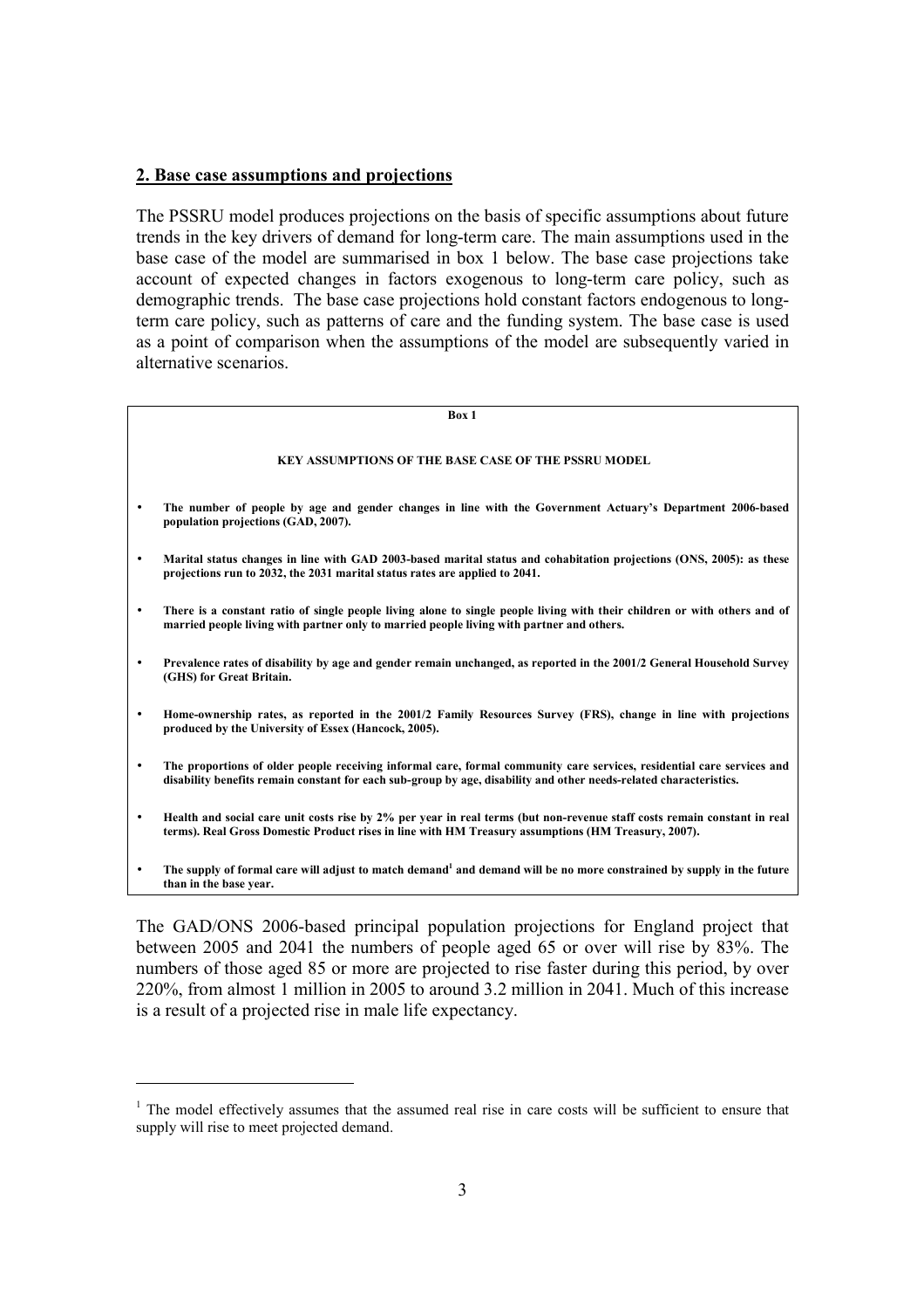## 2. Base case assumptions and projections

The PSSRU model produces projections on the basis of specific assumptions about future trends in the key drivers of demand for long-term care. The main assumptions used in the base case of the model are summarised in box 1 below. The base case projections take account of expected changes in factors exogenous to long-term care policy, such as demographic trends. The base case projections hold constant factors endogenous to long-term care policy, such as patterns of care and the funding system. The base case is used as a point of comparison when the assumptions of the model are subsequently varied in alternative scenarios.

**Box 1**

**KEY ASSUMPTIONS OF THE BASE CASE OF THE PSSRU MODEL**

- **The number of people by age and gender changes in line with the Government Actuary's Department 2006-based population projections (GAD, 2007).**
- **Marital status changes in line with GAD 2003-based marital status and cohabitation projections (ONS, 2005): as these projections run to 2032, the 2031 marital status rates are applied to 2041.**
- **There is a constant ratio of single people living alone to single people living with their children or with others and of married people living with partner only to married people living with partner and others.**
- **Prevalence rates of disability by age and gender remain unchanged, as reported in the 2001/2 General Household Survey (GHS) for Great Britain.**
- **Home-ownership rates, as reported in the 2001/2 Family Resources Survey (FRS), change in line with projections produced by the University of Essex (Hancock, 2005).**
- **The proportions of older people receiving informal care, formal community care services, residential care services and disability benefits remain constant for each sub-group by age, disability and other needs-related characteristics.**
- **Health and social care unit costs rise by 2% per year in real terms (but non-revenue staff costs remain constant in real terms). Real Gross Domestic Product rises in line with HM Treasury assumptions (HM Treasury, 2007).**
- **The supply of formal care will adjust to match demand[1] and demand will be no more constrained by supply in the future than in the base year.**

The GAD/ONS 2006-based principal population projections for England project that between 2005 and 2041 the numbers of people aged 65 or over will rise by 83%. The numbers of those aged 85 or more are projected to rise faster during this period, by over 220%, from almost 1 million in 2005 to around 3.2 million in 2041. Much of this increase is a result of a projected rise in male life expectancy.

---

[1] The model effectively assumes that the assumed real rise in care costs will be sufficient to ensure that supply will rise to meet projected demand.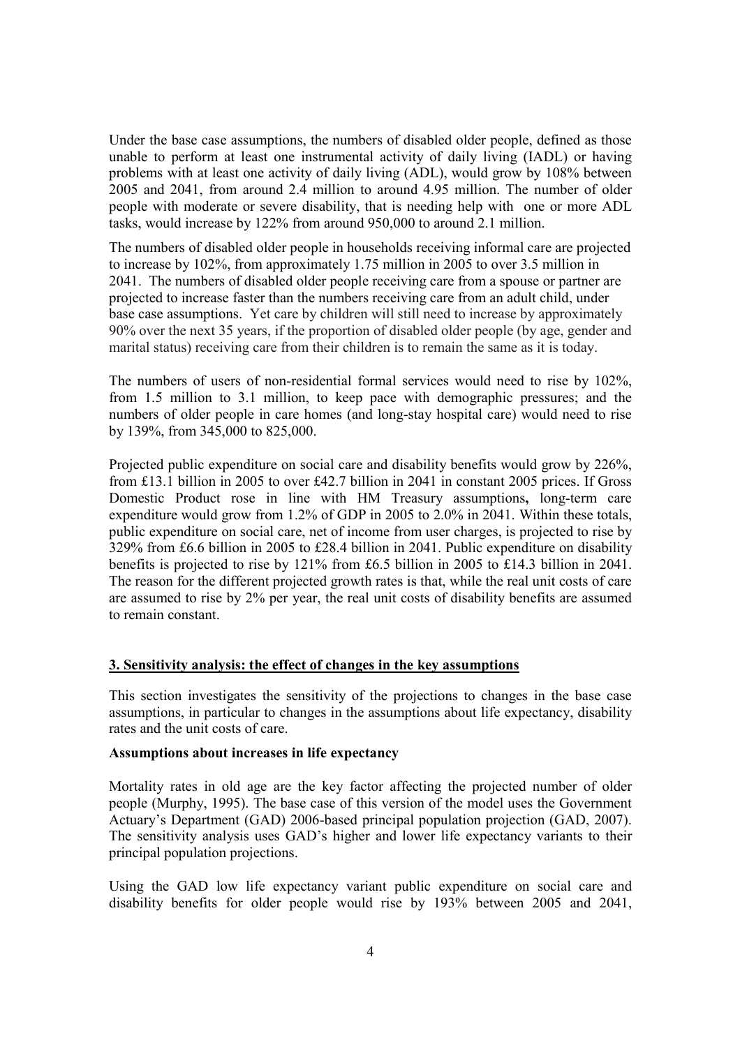Under the base case assumptions, the numbers of disabled older people, defined as those unable to perform at least one instrumental activity of daily living (IADL) or having problems with at least one activity of daily living (ADL), would grow by 108% between 2005 and 2041, from around 2.4 million to around 4.95 million. The number of older people with moderate or severe disability, that is needing help with one or more ADL tasks, would increase by 122% from around 950,000 to around 2.1 million.

The numbers of disabled older people in households receiving informal care are projected to increase by 102%, from approximately 1.75 million in 2005 to over 3.5 million in 2041. The numbers of disabled older people receiving care from a spouse or partner are projected to increase faster than the numbers receiving care from an adult child, under base case assumptions. Yet care by children will still need to increase by approximately 90% over the next 35 years, if the proportion of disabled older people (by age, gender and marital status) receiving care from their children is to remain the same as it is today.

The numbers of users of non-residential formal services would need to rise by 102%, from 1.5 million to 3.1 million, to keep pace with demographic pressures; and the numbers of older people in care homes (and long-stay hospital care) would need to rise by 139%, from 345,000 to 825,000.

Projected public expenditure on social care and disability benefits would grow by 226%, from £13.1 billion in 2005 to over £42.7 billion in 2041 in constant 2005 prices. If Gross Domestic Product rose in line with HM Treasury assumptions**,** long-term care expenditure would grow from 1.2% of GDP in 2005 to 2.0% in 2041. Within these totals, public expenditure on social care, net of income from user charges, is projected to rise by 329% from £6.6 billion in 2005 to £28.4 billion in 2041. Public expenditure on disability benefits is projected to rise by 121% from £6.5 billion in 2005 to £14.3 billion in 2041. The reason for the different projected growth rates is that, while the real unit costs of care are assumed to rise by 2% per year, the real unit costs of disability benefits are assumed to remain constant.

## 3. Sensitivity analysis: the effect of changes in the key assumptions

This section investigates the sensitivity of the projections to changes in the base case assumptions, in particular to changes in the assumptions about life expectancy, disability rates and the unit costs of care.

### Assumptions about increases in life expectancy

Mortality rates in old age are the key factor affecting the projected number of older people (Murphy, 1995). The base case of this version of the model uses the Government Actuary's Department (GAD) 2006-based principal population projection (GAD, 2007). The sensitivity analysis uses GAD's higher and lower life expectancy variants to their principal population projections.

Using the GAD low life expectancy variant public expenditure on social care and disability benefits for older people would rise by 193% between 2005 and 2041,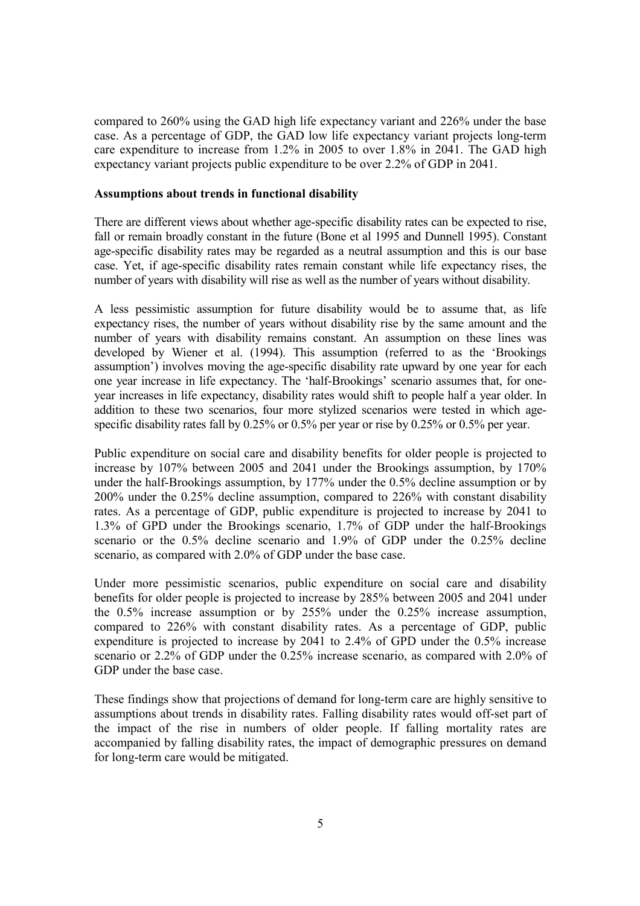compared to 260% using the GAD high life expectancy variant and 226% under the base case. As a percentage of GDP, the GAD low life expectancy variant projects long-term care expenditure to increase from 1.2% in 2005 to over 1.8% in 2041. The GAD high expectancy variant projects public expenditure to be over 2.2% of GDP in 2041.

**Assumptions about trends in functional disability**

There are different views about whether age-specific disability rates can be expected to rise, fall or remain broadly constant in the future (Bone et al 1995 and Dunnell 1995). Constant age-specific disability rates may be regarded as a neutral assumption and this is our base case. Yet, if age-specific disability rates remain constant while life expectancy rises, the number of years with disability will rise as well as the number of years without disability.

A less pessimistic assumption for future disability would be to assume that, as life expectancy rises, the number of years without disability rise by the same amount and the number of years with disability remains constant. An assumption on these lines was developed by Wiener et al. (1994). This assumption (referred to as the 'Brookings assumption') involves moving the age-specific disability rate upward by one year for each one year increase in life expectancy. The 'half-Brookings' scenario assumes that, for one-year increases in life expectancy, disability rates would shift to people half a year older. In addition to these two scenarios, four more stylized scenarios were tested in which age-specific disability rates fall by 0.25% or 0.5% per year or rise by 0.25% or 0.5% per year.

Public expenditure on social care and disability benefits for older people is projected to increase by 107% between 2005 and 2041 under the Brookings assumption, by 170% under the half-Brookings assumption, by 177% under the 0.5% decline assumption or by 200% under the 0.25% decline assumption, compared to 226% with constant disability rates. As a percentage of GDP, public expenditure is projected to increase by 2041 to 1.3% of GPD under the Brookings scenario, 1.7% of GDP under the half-Brookings scenario or the 0.5% decline scenario and 1.9% of GDP under the 0.25% decline scenario, as compared with 2.0% of GDP under the base case.

Under more pessimistic scenarios, public expenditure on social care and disability benefits for older people is projected to increase by 285% between 2005 and 2041 under the 0.5% increase assumption or by 255% under the 0.25% increase assumption, compared to 226% with constant disability rates. As a percentage of GDP, public expenditure is projected to increase by 2041 to 2.4% of GPD under the 0.5% increase scenario or 2.2% of GDP under the 0.25% increase scenario, as compared with 2.0% of GDP under the base case.

These findings show that projections of demand for long-term care are highly sensitive to assumptions about trends in disability rates. Falling disability rates would off-set part of the impact of the rise in numbers of older people. If falling mortality rates are accompanied by falling disability rates, the impact of demographic pressures on demand for long-term care would be mitigated.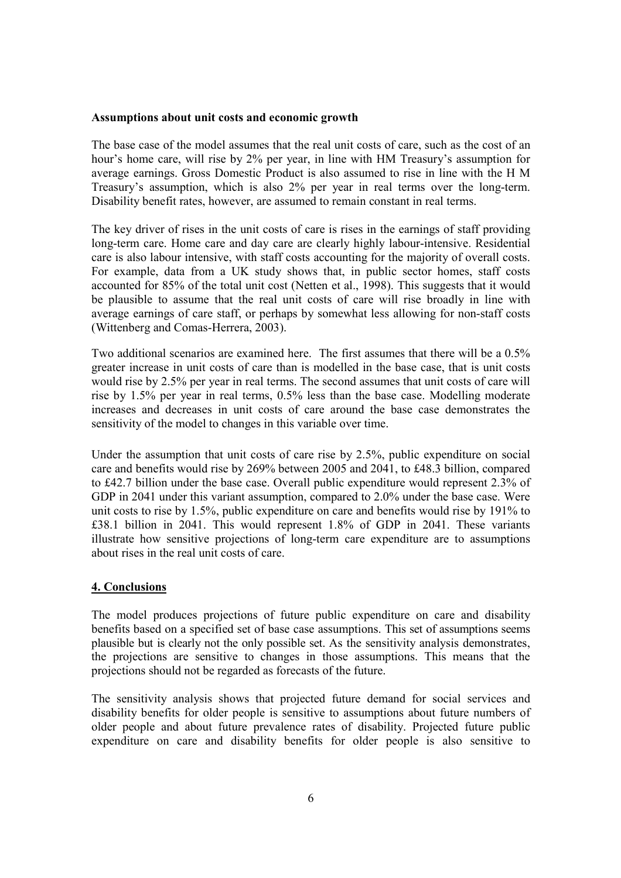**Assumptions about unit costs and economic growth**

The base case of the model assumes that the real unit costs of care, such as the cost of an hour's home care, will rise by 2% per year, in line with HM Treasury's assumption for average earnings. Gross Domestic Product is also assumed to rise in line with the H M Treasury's assumption, which is also 2% per year in real terms over the long-term. Disability benefit rates, however, are assumed to remain constant in real terms.

The key driver of rises in the unit costs of care is rises in the earnings of staff providing long-term care. Home care and day care are clearly highly labour-intensive. Residential care is also labour intensive, with staff costs accounting for the majority of overall costs. For example, data from a UK study shows that, in public sector homes, staff costs accounted for 85% of the total unit cost (Netten et al., 1998). This suggests that it would be plausible to assume that the real unit costs of care will rise broadly in line with average earnings of care staff, or perhaps by somewhat less allowing for non-staff costs (Wittenberg and Comas-Herrera, 2003).

Two additional scenarios are examined here. The first assumes that there will be a 0.5% greater increase in unit costs of care than is modelled in the base case, that is unit costs would rise by 2.5% per year in real terms. The second assumes that unit costs of care will rise by 1.5% per year in real terms, 0.5% less than the base case. Modelling moderate increases and decreases in unit costs of care around the base case demonstrates the sensitivity of the model to changes in this variable over time.

Under the assumption that unit costs of care rise by 2.5%, public expenditure on social care and benefits would rise by 269% between 2005 and 2041, to £48.3 billion, compared to £42.7 billion under the base case. Overall public expenditure would represent 2.3% of GDP in 2041 under this variant assumption, compared to 2.0% under the base case. Were unit costs to rise by 1.5%, public expenditure on care and benefits would rise by 191% to £38.1 billion in 2041. This would represent 1.8% of GDP in 2041. These variants illustrate how sensitive projections of long-term care expenditure are to assumptions about rises in the real unit costs of care.

## 4. Conclusions

The model produces projections of future public expenditure on care and disability benefits based on a specified set of base case assumptions. This set of assumptions seems plausible but is clearly not the only possible set. As the sensitivity analysis demonstrates, the projections are sensitive to changes in those assumptions. This means that the projections should not be regarded as forecasts of the future.

The sensitivity analysis shows that projected future demand for social services and disability benefits for older people is sensitive to assumptions about future numbers of older people and about future prevalence rates of disability. Projected future public expenditure on care and disability benefits for older people is also sensitive to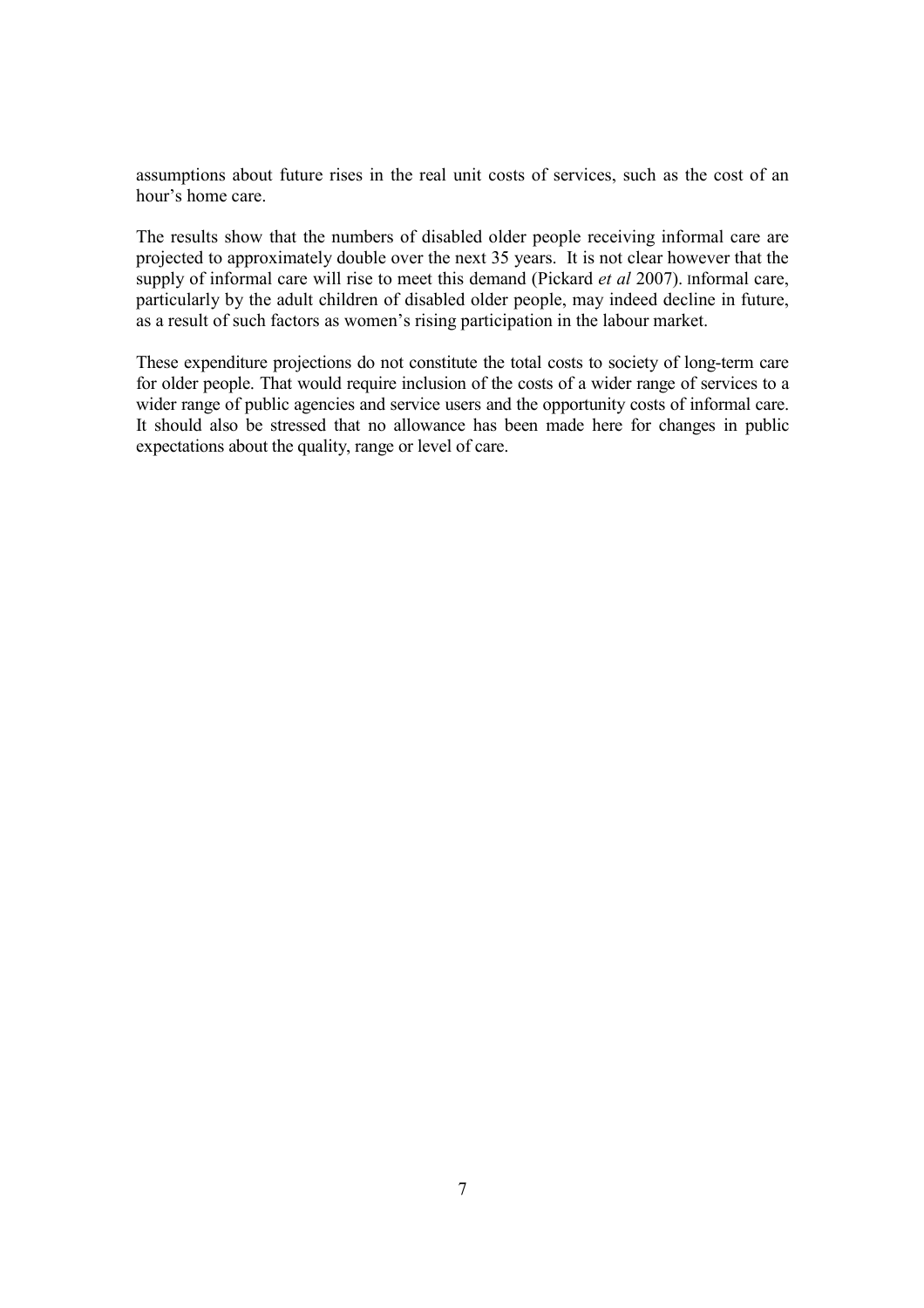assumptions about future rises in the real unit costs of services, such as the cost of an hour's home care.

The results show that the numbers of disabled older people receiving informal care are projected to approximately double over the next 35 years. It is not clear however that the supply of informal care will rise to meet this demand (Pickard *et al* 2007). Informal care, particularly by the adult children of disabled older people, may indeed decline in future, as a result of such factors as women's rising participation in the labour market.

These expenditure projections do not constitute the total costs to society of long-term care for older people. That would require inclusion of the costs of a wider range of services to a wider range of public agencies and service users and the opportunity costs of informal care. It should also be stressed that no allowance has been made here for changes in public expectations about the quality, range or level of care.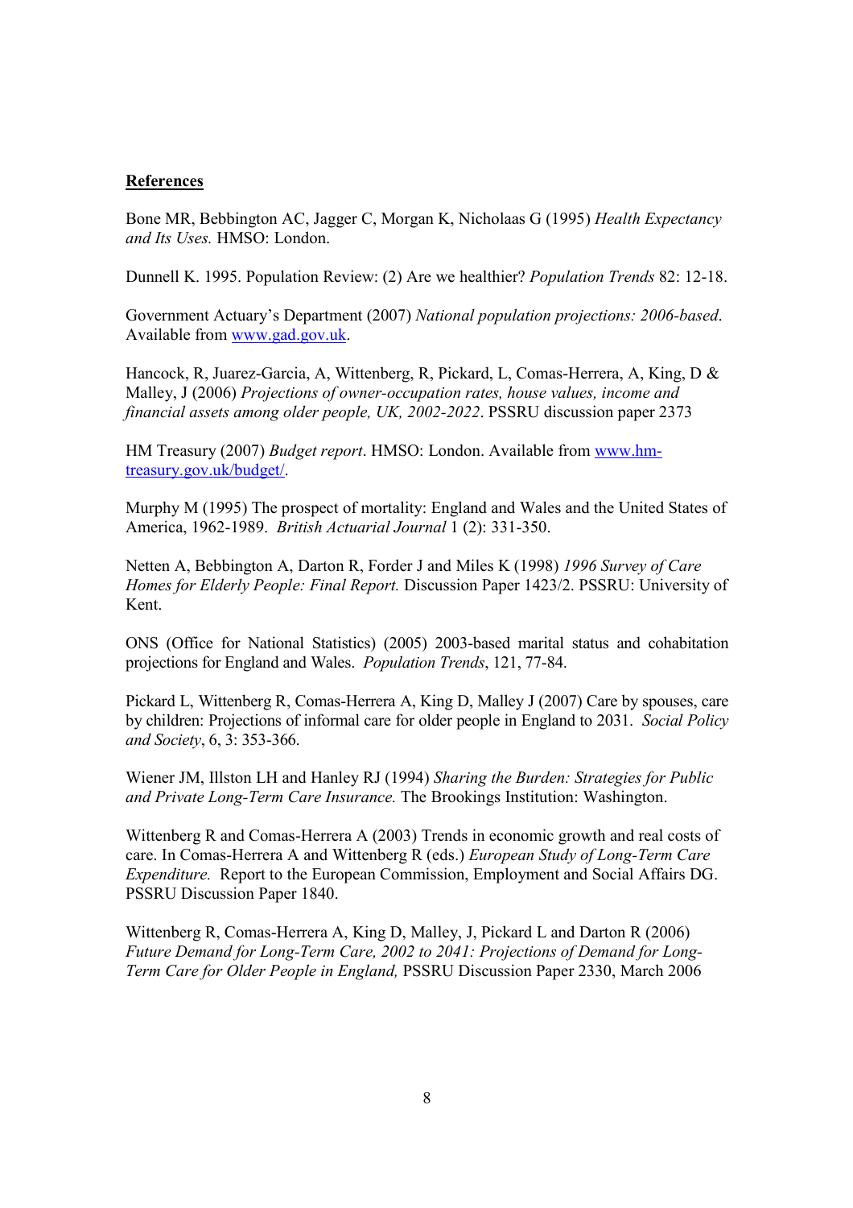**References**

Bone MR, Bebbington AC, Jagger C, Morgan K, Nicholaas G (1995) *Health Expectancy and Its Uses.* HMSO: London.

Dunnell K. 1995. Population Review: (2) Are we healthier? *Population Trends* 82: 12-18.

Government Actuary's Department (2007) *National population projections: 2006-based*. Available from www.gad.gov.uk.

Hancock, R, Juarez-Garcia, A, Wittenberg, R, Pickard, L, Comas-Herrera, A, King, D & Malley, J (2006) *Projections of owner-occupation rates, house values, income and financial assets among older people, UK, 2002-2022*. PSSRU discussion paper 2373

HM Treasury (2007) *Budget report*. HMSO: London. Available from www.hm-treasury.gov.uk/budget/.

Murphy M (1995) The prospect of mortality: England and Wales and the United States of America, 1962-1989. *British Actuarial Journal* 1 (2): 331-350.

Netten A, Bebbington A, Darton R, Forder J and Miles K (1998) *1996 Survey of Care Homes for Elderly People: Final Report.* Discussion Paper 1423/2. PSSRU: University of Kent.

ONS (Office for National Statistics) (2005) 2003-based marital status and cohabitation projections for England and Wales. *Population Trends*, 121, 77-84.

Pickard L, Wittenberg R, Comas-Herrera A, King D, Malley J (2007) Care by spouses, care by children: Projections of informal care for older people in England to 2031. *Social Policy and Society*, 6, 3: 353-366.

Wiener JM, Illston LH and Hanley RJ (1994) *Sharing the Burden: Strategies for Public and Private Long-Term Care Insurance.* The Brookings Institution: Washington.

Wittenberg R and Comas-Herrera A (2003) Trends in economic growth and real costs of care. In Comas-Herrera A and Wittenberg R (eds.) *European Study of Long-Term Care Expenditure.* Report to the European Commission, Employment and Social Affairs DG. PSSRU Discussion Paper 1840.

Wittenberg R, Comas-Herrera A, King D, Malley, J, Pickard L and Darton R (2006) *Future Demand for Long-Term Care, 2002 to 2041: Projections of Demand for Long-Term Care for Older People in England,* PSSRU Discussion Paper 2330, March 2006